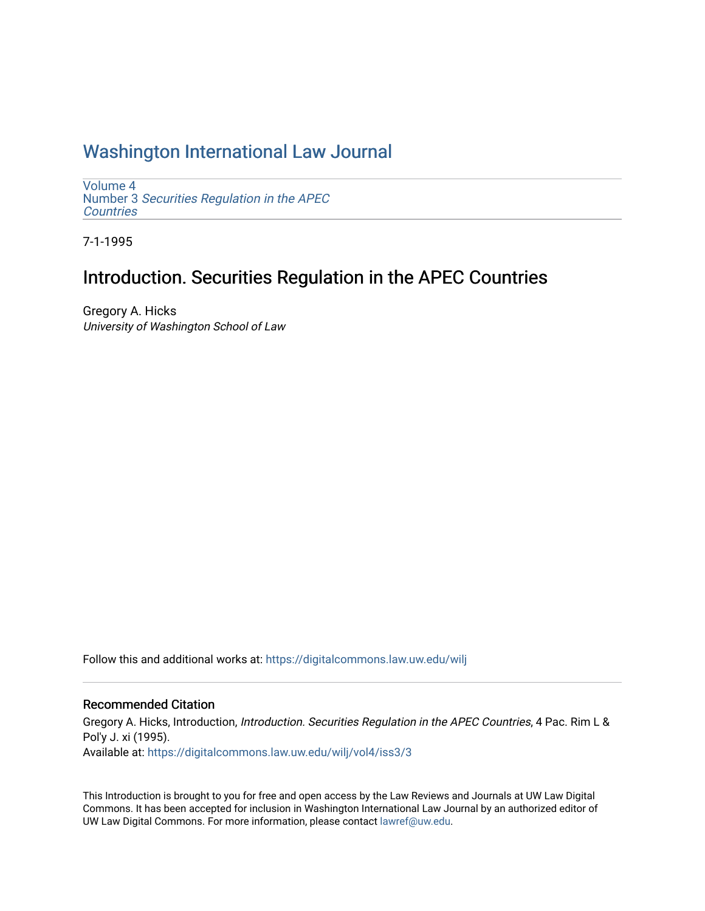# Washington International Law Journal

Volume 4
Number 3 *Securities Regulation in the APEC Countries*

7-1-1995

## Introduction. Securities Regulation in the APEC Countries

Gregory A. Hicks
*University of Washington School of Law*

Follow this and additional works at: https://digitalcommons.law.uw.edu/wilj

### Recommended Citation

Gregory A. Hicks, Introduction, *Introduction. Securities Regulation in the APEC Countries*, 4 Pac. Rim L & Pol'y J. xi (1995).
Available at: https://digitalcommons.law.uw.edu/wilj/vol4/iss3/3

This Introduction is brought to you for free and open access by the Law Reviews and Journals at UW Law Digital Commons. It has been accepted for inclusion in Washington International Law Journal by an authorized editor of UW Law Digital Commons. For more information, please contact lawref@uw.edu.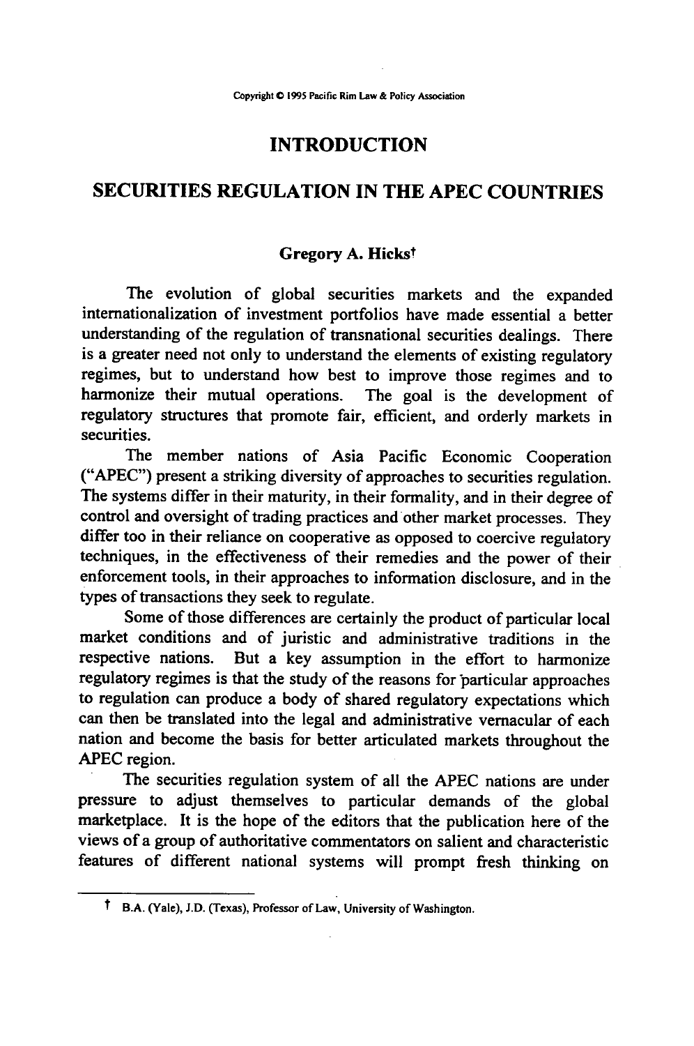Copyright © 1995 Pacific Rim Law & Policy Association

# INTRODUCTION

# SECURITIES REGULATION IN THE APEC COUNTRIES

**Gregory A. Hicks†**

The evolution of global securities markets and the expanded internationalization of investment portfolios have made essential a better understanding of the regulation of transnational securities dealings. There is a greater need not only to understand the elements of existing regulatory regimes, but to understand how best to improve those regimes and to harmonize their mutual operations. The goal is the development of regulatory structures that promote fair, efficient, and orderly markets in securities.

The member nations of Asia Pacific Economic Cooperation ("APEC") present a striking diversity of approaches to securities regulation. The systems differ in their maturity, in their formality, and in their degree of control and oversight of trading practices and other market processes. They differ too in their reliance on cooperative as opposed to coercive regulatory techniques, in the effectiveness of their remedies and the power of their enforcement tools, in their approaches to information disclosure, and in the types of transactions they seek to regulate.

Some of those differences are certainly the product of particular local market conditions and of juristic and administrative traditions in the respective nations. But a key assumption in the effort to harmonize regulatory regimes is that the study of the reasons for particular approaches to regulation can produce a body of shared regulatory expectations which can then be translated into the legal and administrative vernacular of each nation and become the basis for better articulated markets throughout the APEC region.

The securities regulation system of all the APEC nations are under pressure to adjust themselves to particular demands of the global marketplace. It is the hope of the editors that the publication here of the views of a group of authoritative commentators on salient and characteristic features of different national systems will prompt fresh thinking on

---

† B.A. (Yale), J.D. (Texas), Professor of Law, University of Washington.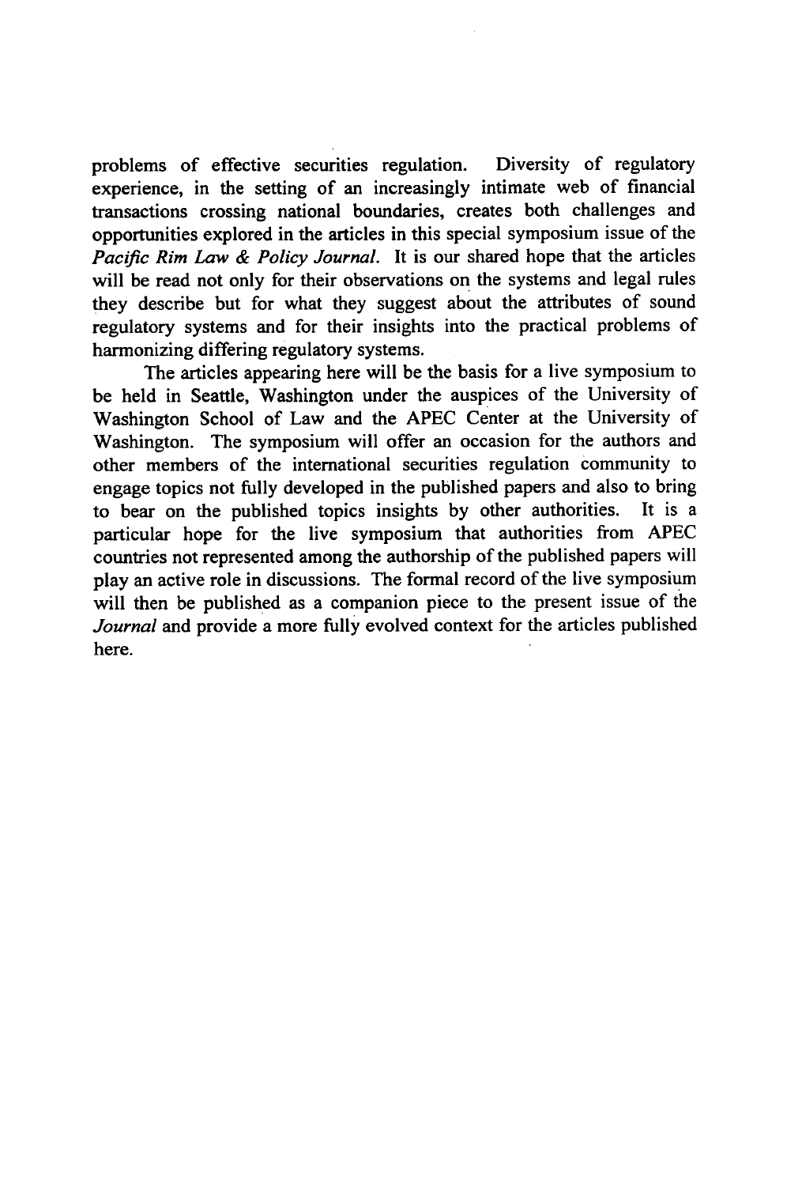problems of effective securities regulation. Diversity of regulatory experience, in the setting of an increasingly intimate web of financial transactions crossing national boundaries, creates both challenges and opportunities explored in the articles in this special symposium issue of the *Pacific Rim Law & Policy Journal*. It is our shared hope that the articles will be read not only for their observations on the systems and legal rules they describe but for what they suggest about the attributes of sound regulatory systems and for their insights into the practical problems of harmonizing differing regulatory systems.

The articles appearing here will be the basis for a live symposium to be held in Seattle, Washington under the auspices of the University of Washington School of Law and the APEC Center at the University of Washington. The symposium will offer an occasion for the authors and other members of the international securities regulation community to engage topics not fully developed in the published papers and also to bring to bear on the published topics insights by other authorities. It is a particular hope for the live symposium that authorities from APEC countries not represented among the authorship of the published papers will play an active role in discussions. The formal record of the live symposium will then be published as a companion piece to the present issue of the *Journal* and provide a more fully evolved context for the articles published here.